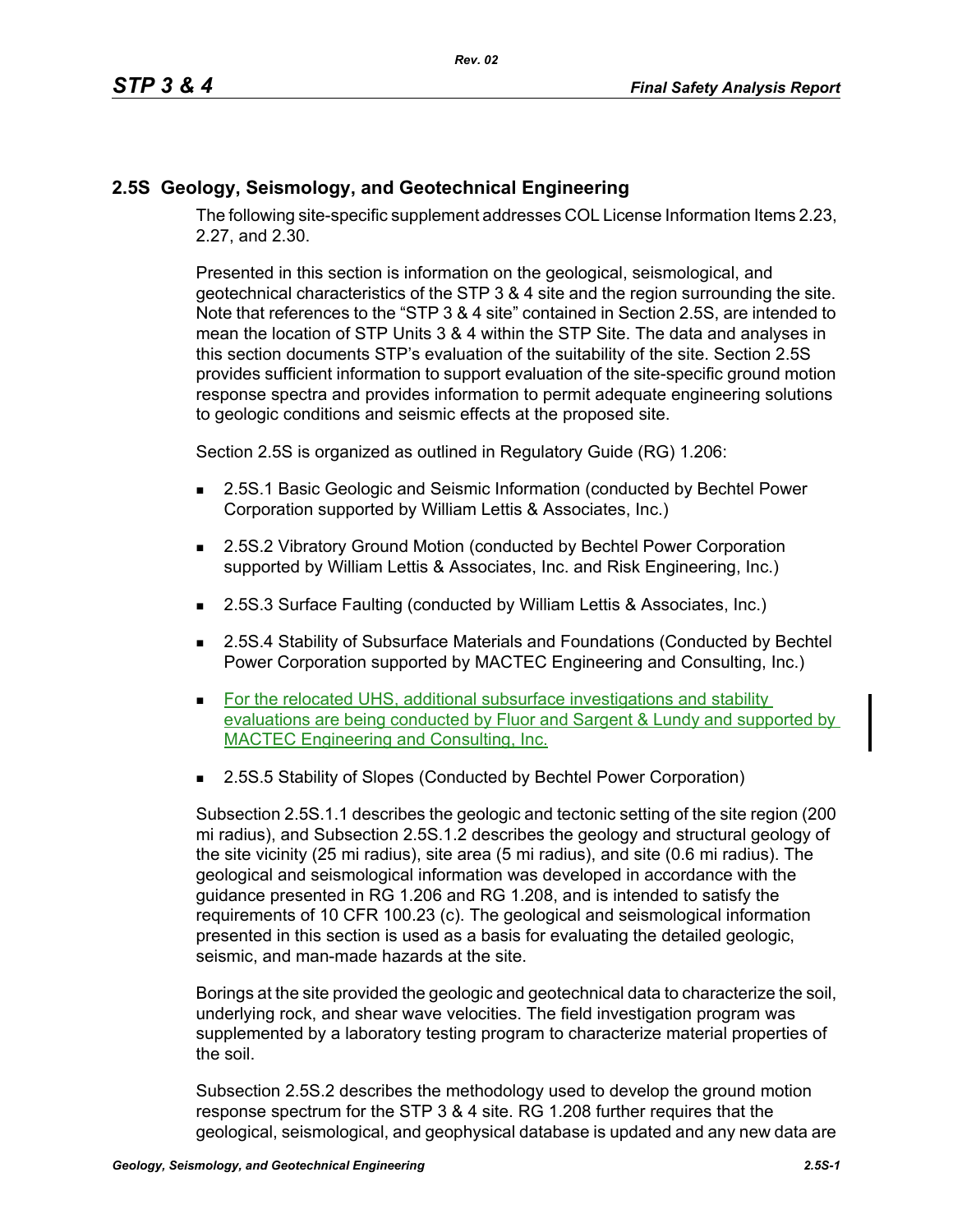## 2.5S Geology, Seismology, and Geotechnical Engineering

The following site-specific supplement addresses COL License Information Items 2.23, 2.27, and 2.30.

Presented in this section is information on the geological, seismological, and geotechnical characteristics of the STP 3 & 4 site and the region surrounding the site. Note that references to the "STP 3 & 4 site" contained in Section 2.5S, are intended to mean the location of STP Units 3 & 4 within the STP Site. The data and analyses in this section documents STP's evaluation of the suitability of the site. Section 2.5S provides sufficient information to support evaluation of the site-specific ground motion response spectra and provides information to permit adequate engineering solutions to geologic conditions and seismic effects at the proposed site.

Section 2.5S is organized as outlined in Regulatory Guide (RG) 1.206:

- 2.5S.1 Basic Geologic and Seismic Information (conducted by Bechtel Power Corporation supported by William Lettis & Associates, Inc.)
- 2.5S.2 Vibratory Ground Motion (conducted by Bechtel Power Corporation supported by William Lettis & Associates, Inc. and Risk Engineering, Inc.)
- 2.5S.3 Surface Faulting (conducted by William Lettis & Associates, Inc.)
- 2.5S.4 Stability of Subsurface Materials and Foundations (Conducted by Bechtel Power Corporation supported by MACTEC Engineering and Consulting, Inc.)
- For the relocated UHS, additional subsurface investigations and stability evaluations are being conducted by Fluor and Sargent & Lundy and supported by MACTEC Engineering and Consulting, Inc.
- 2.5S.5 Stability of Slopes (Conducted by Bechtel Power Corporation)

Subsection 2.5S.1.1 describes the geologic and tectonic setting of the site region (200 mi radius), and Subsection 2.5S.1.2 describes the geology and structural geology of the site vicinity (25 mi radius), site area (5 mi radius), and site (0.6 mi radius). The geological and seismological information was developed in accordance with the guidance presented in RG 1.206 and RG 1.208, and is intended to satisfy the requirements of 10 CFR 100.23 (c). The geological and seismological information presented in this section is used as a basis for evaluating the detailed geologic, seismic, and man-made hazards at the site.

Borings at the site provided the geologic and geotechnical data to characterize the soil, underlying rock, and shear wave velocities. The field investigation program was supplemented by a laboratory testing program to characterize material properties of the soil.

Subsection 2.5S.2 describes the methodology used to develop the ground motion response spectrum for the STP 3 & 4 site. RG 1.208 further requires that the geological, seismological, and geophysical database is updated and any new data are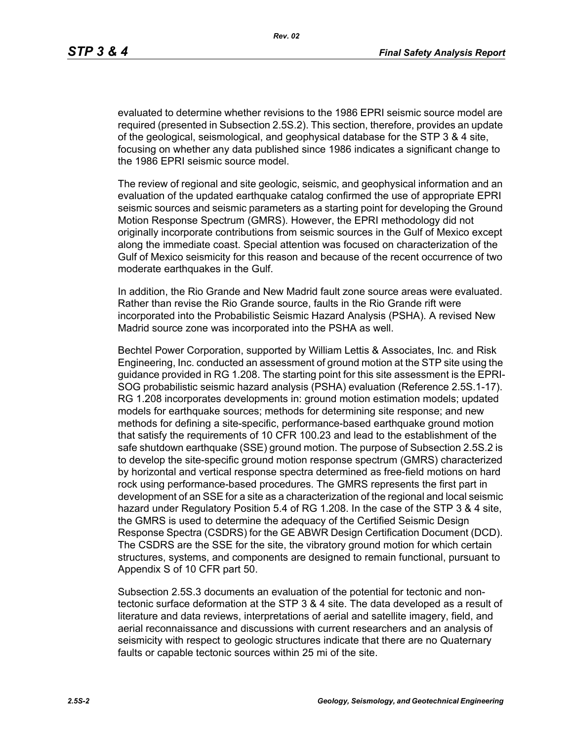evaluated to determine whether revisions to the 1986 EPRI seismic source model are required (presented in Subsection 2.5S.2). This section, therefore, provides an update of the geological, seismological, and geophysical database for the STP 3 & 4 site, focusing on whether any data published since 1986 indicates a significant change to the 1986 EPRI seismic source model.

The review of regional and site geologic, seismic, and geophysical information and an evaluation of the updated earthquake catalog confirmed the use of appropriate EPRI seismic sources and seismic parameters as a starting point for developing the Ground Motion Response Spectrum (GMRS). However, the EPRI methodology did not originally incorporate contributions from seismic sources in the Gulf of Mexico except along the immediate coast. Special attention was focused on characterization of the Gulf of Mexico seismicity for this reason and because of the recent occurrence of two moderate earthquakes in the Gulf.

In addition, the Rio Grande and New Madrid fault zone source areas were evaluated. Rather than revise the Rio Grande source, faults in the Rio Grande rift were incorporated into the Probabilistic Seismic Hazard Analysis (PSHA). A revised New Madrid source zone was incorporated into the PSHA as well.

Bechtel Power Corporation, supported by William Lettis & Associates, Inc. and Risk Engineering, Inc. conducted an assessment of ground motion at the STP site using the guidance provided in RG 1.208. The starting point for this site assessment is the EPRI-SOG probabilistic seismic hazard analysis (PSHA) evaluation (Reference 2.5S.1-17). RG 1.208 incorporates developments in: ground motion estimation models; updated models for earthquake sources; methods for determining site response; and new methods for defining a site-specific, performance-based earthquake ground motion that satisfy the requirements of 10 CFR 100.23 and lead to the establishment of the safe shutdown earthquake (SSE) ground motion. The purpose of Subsection 2.5S.2 is to develop the site-specific ground motion response spectrum (GMRS) characterized by horizontal and vertical response spectra determined as free-field motions on hard rock using performance-based procedures. The GMRS represents the first part in development of an SSE for a site as a characterization of the regional and local seismic hazard under Regulatory Position 5.4 of RG 1.208. In the case of the STP 3 & 4 site, the GMRS is used to determine the adequacy of the Certified Seismic Design Response Spectra (CSDRS) for the GE ABWR Design Certification Document (DCD). The CSDRS are the SSE for the site, the vibratory ground motion for which certain structures, systems, and components are designed to remain functional, pursuant to Appendix S of 10 CFR part 50.

Subsection 2.5S.3 documents an evaluation of the potential for tectonic and non-tectonic surface deformation at the STP 3 & 4 site. The data developed as a result of literature and data reviews, interpretations of aerial and satellite imagery, field, and aerial reconnaissance and discussions with current researchers and an analysis of seismicity with respect to geologic structures indicate that there are no Quaternary faults or capable tectonic sources within 25 mi of the site.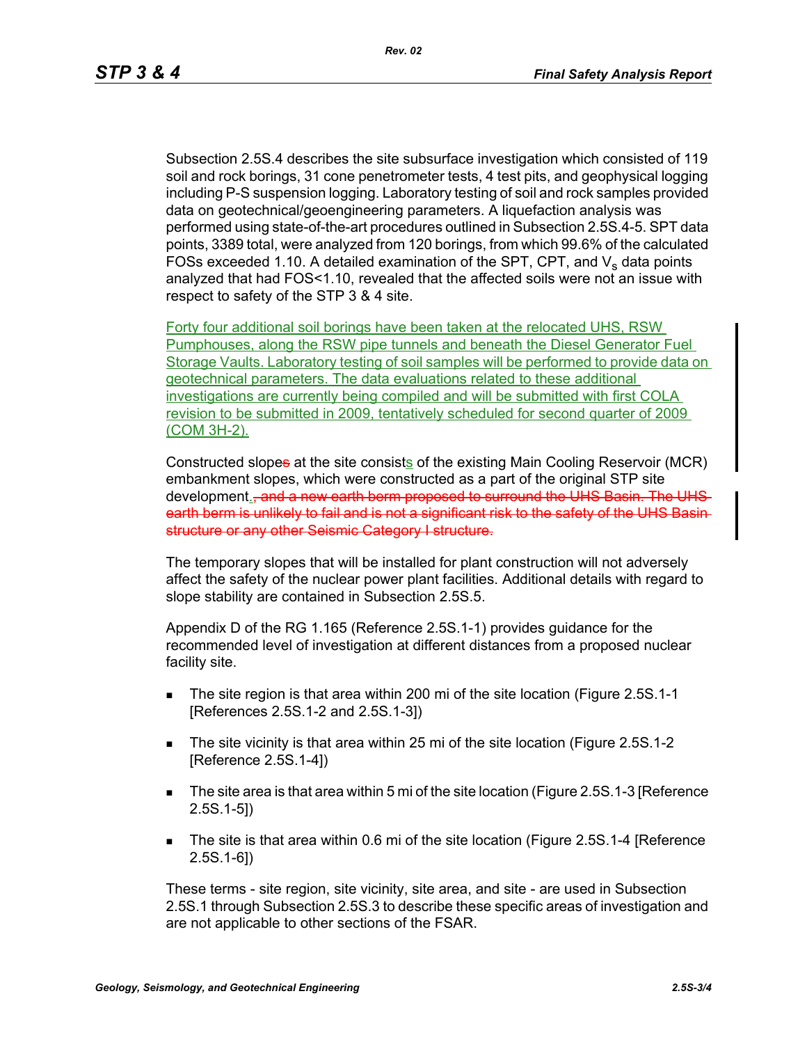Subsection 2.5S.4 describes the site subsurface investigation which consisted of 119 soil and rock borings, 31 cone penetrometer tests, 4 test pits, and geophysical logging including P-S suspension logging. Laboratory testing of soil and rock samples provided data on geotechnical/geoengineering parameters. A liquefaction analysis was performed using state-of-the-art procedures outlined in Subsection 2.5S.4-5. SPT data points, 3389 total, were analyzed from 120 borings, from which 99.6% of the calculated FOSs exceeded 1.10. A detailed examination of the SPT, CPT, and $V_s$ data points analyzed that had FOS<1.10, revealed that the affected soils were not an issue with respect to safety of the STP 3 & 4 site.

Forty four additional soil borings have been taken at the relocated UHS, RSW Pumphouses, along the RSW pipe tunnels and beneath the Diesel Generator Fuel Storage Vaults. Laboratory testing of soil samples will be performed to provide data on geotechnical parameters. The data evaluations related to these additional investigations are currently being compiled and will be submitted with first COLA revision to be submitted in 2009, tentatively scheduled for second quarter of 2009 (COM 3H-2).

Constructed slope~~s~~ at the site consists of the existing Main Cooling Reservoir (MCR) embankment slopes, which were constructed as a part of the original STP site development.~~, and a new earth berm proposed to surround the UHS Basin. The UHS earth berm is unlikely to fail and is not a significant risk to the safety of the UHS Basin structure or any other Seismic Category I structure.~~

The temporary slopes that will be installed for plant construction will not adversely affect the safety of the nuclear power plant facilities. Additional details with regard to slope stability are contained in Subsection 2.5S.5.

Appendix D of the RG 1.165 (Reference 2.5S.1-1) provides guidance for the recommended level of investigation at different distances from a proposed nuclear facility site.

- The site region is that area within 200 mi of the site location (Figure 2.5S.1-1 [References 2.5S.1-2 and 2.5S.1-3])
- The site vicinity is that area within 25 mi of the site location (Figure 2.5S.1-2 [Reference 2.5S.1-4])
- The site area is that area within 5 mi of the site location (Figure 2.5S.1-3 [Reference 2.5S.1-5])
- The site is that area within 0.6 mi of the site location (Figure 2.5S.1-4 [Reference 2.5S.1-6])

These terms - site region, site vicinity, site area, and site - are used in Subsection 2.5S.1 through Subsection 2.5S.3 to describe these specific areas of investigation and are not applicable to other sections of the FSAR.